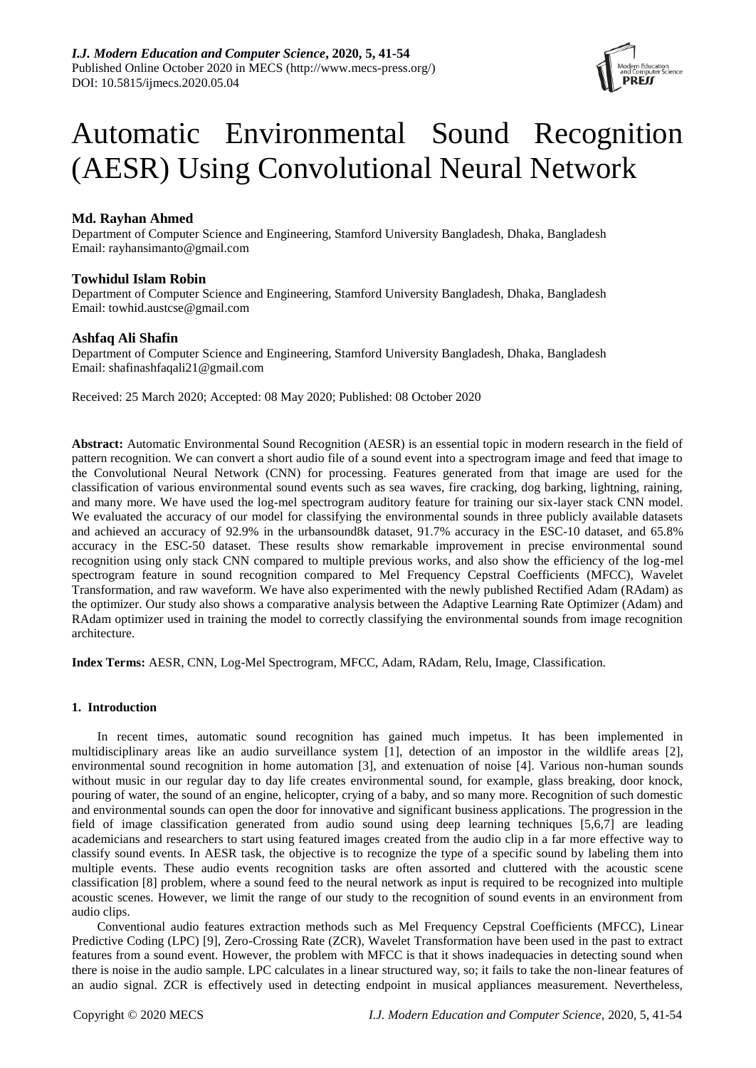# Automatic Environmental Sound Recognition (AESR) Using Convolutional Neural Network

**Md. Rayhan Ahmed**
Department of Computer Science and Engineering, Stamford University Bangladesh, Dhaka, Bangladesh
Email: rayhansimanto@gmail.com

**Towhidul Islam Robin**
Department of Computer Science and Engineering, Stamford University Bangladesh, Dhaka, Bangladesh
Email: towhid.austcse@gmail.com

**Ashfaq Ali Shafin**
Department of Computer Science and Engineering, Stamford University Bangladesh, Dhaka, Bangladesh
Email: shafinashfaqali21@gmail.com

Received: 25 March 2020; Accepted: 08 May 2020; Published: 08 October 2020

**Abstract:** Automatic Environmental Sound Recognition (AESR) is an essential topic in modern research in the field of pattern recognition. We can convert a short audio file of a sound event into a spectrogram image and feed that image to the Convolutional Neural Network (CNN) for processing. Features generated from that image are used for the classification of various environmental sound events such as sea waves, fire cracking, dog barking, lightning, raining, and many more. We have used the log-mel spectrogram auditory feature for training our six-layer stack CNN model. We evaluated the accuracy of our model for classifying the environmental sounds in three publicly available datasets and achieved an accuracy of 92.9% in the urbansound8k dataset, 91.7% accuracy in the ESC-10 dataset, and 65.8% accuracy in the ESC-50 dataset. These results show remarkable improvement in precise environmental sound recognition using only stack CNN compared to multiple previous works, and also show the efficiency of the log-mel spectrogram feature in sound recognition compared to Mel Frequency Cepstral Coefficients (MFCC), Wavelet Transformation, and raw waveform. We have also experimented with the newly published Rectified Adam (RAdam) as the optimizer. Our study also shows a comparative analysis between the Adaptive Learning Rate Optimizer (Adam) and RAdam optimizer used in training the model to correctly classifying the environmental sounds from image recognition architecture.

**Index Terms:** AESR, CNN, Log-Mel Spectrogram, MFCC, Adam, RAdam, Relu, Image, Classification.

## 1. Introduction

In recent times, automatic sound recognition has gained much impetus. It has been implemented in multidisciplinary areas like an audio surveillance system [1], detection of an impostor in the wildlife areas [2], environmental sound recognition in home automation [3], and extenuation of noise [4]. Various non-human sounds without music in our regular day to day life creates environmental sound, for example, glass breaking, door knock, pouring of water, the sound of an engine, helicopter, crying of a baby, and so many more. Recognition of such domestic and environmental sounds can open the door for innovative and significant business applications. The progression in the field of image classification generated from audio sound using deep learning techniques [5,6,7] are leading academicians and researchers to start using featured images created from the audio clip in a far more effective way to classify sound events. In AESR task, the objective is to recognize the type of a specific sound by labeling them into multiple events. These audio events recognition tasks are often assorted and cluttered with the acoustic scene classification [8] problem, where a sound feed to the neural network as input is required to be recognized into multiple acoustic scenes. However, we limit the range of our study to the recognition of sound events in an environment from audio clips.

Conventional audio features extraction methods such as Mel Frequency Cepstral Coefficients (MFCC), Linear Predictive Coding (LPC) [9], Zero-Crossing Rate (ZCR), Wavelet Transformation have been used in the past to extract features from a sound event. However, the problem with MFCC is that it shows inadequacies in detecting sound when there is noise in the audio sample. LPC calculates in a linear structured way, so; it fails to take the non-linear features of an audio signal. ZCR is effectively used in detecting endpoint in musical appliances measurement. Nevertheless,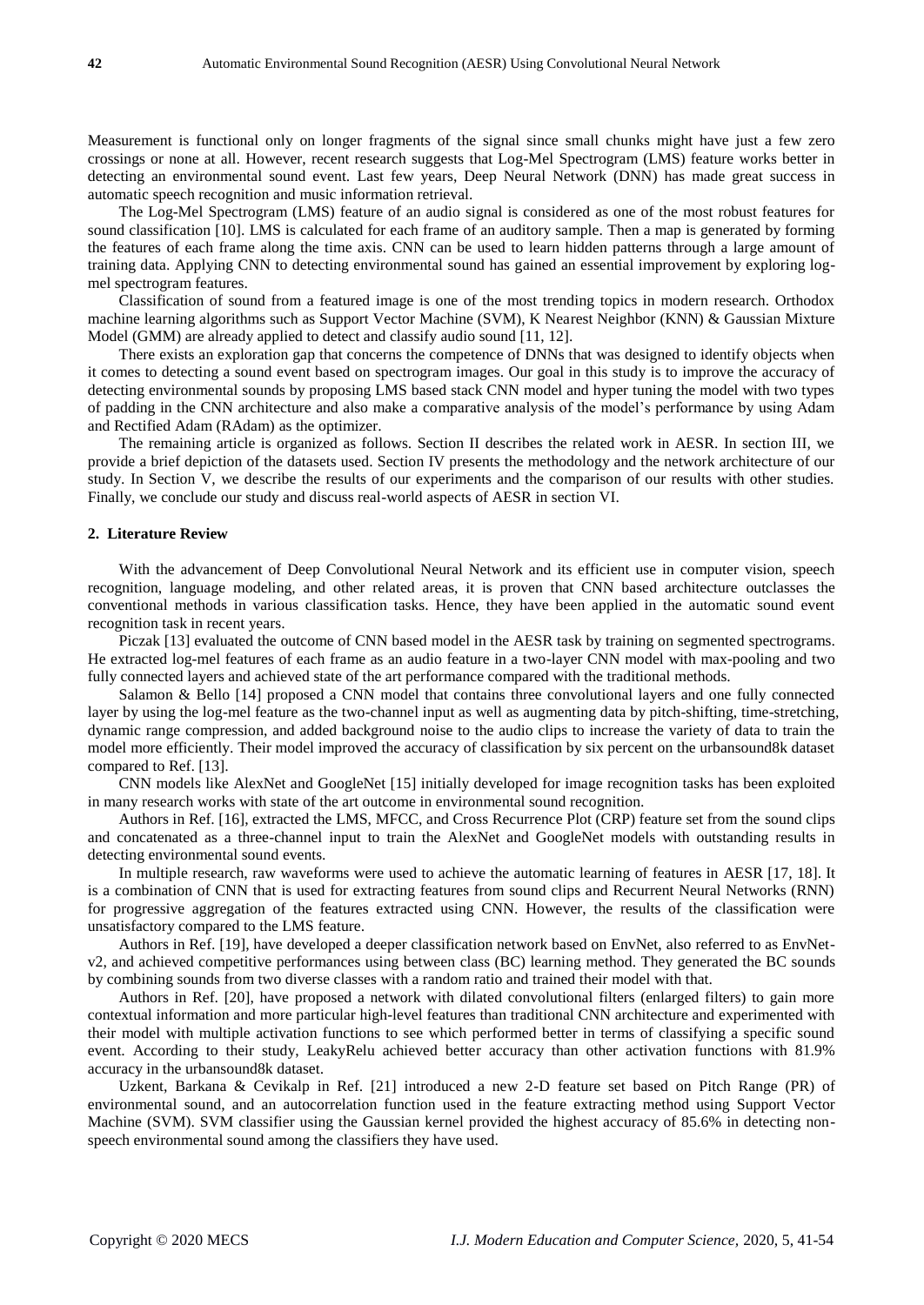Measurement is functional only on longer fragments of the signal since small chunks might have just a few zero crossings or none at all. However, recent research suggests that Log-Mel Spectrogram (LMS) feature works better in detecting an environmental sound event. Last few years, Deep Neural Network (DNN) has made great success in automatic speech recognition and music information retrieval.

The Log-Mel Spectrogram (LMS) feature of an audio signal is considered as one of the most robust features for sound classification [10]. LMS is calculated for each frame of an auditory sample. Then a map is generated by forming the features of each frame along the time axis. CNN can be used to learn hidden patterns through a large amount of training data. Applying CNN to detecting environmental sound has gained an essential improvement by exploring log-mel spectrogram features.

Classification of sound from a featured image is one of the most trending topics in modern research. Orthodox machine learning algorithms such as Support Vector Machine (SVM), K Nearest Neighbor (KNN) & Gaussian Mixture Model (GMM) are already applied to detect and classify audio sound [11, 12].

There exists an exploration gap that concerns the competence of DNNs that was designed to identify objects when it comes to detecting a sound event based on spectrogram images. Our goal in this study is to improve the accuracy of detecting environmental sounds by proposing LMS based stack CNN model and hyper tuning the model with two types of padding in the CNN architecture and also make a comparative analysis of the model's performance by using Adam and Rectified Adam (RAdam) as the optimizer.

The remaining article is organized as follows. Section II describes the related work in AESR. In section III, we provide a brief depiction of the datasets used. Section IV presents the methodology and the network architecture of our study. In Section V, we describe the results of our experiments and the comparison of our results with other studies. Finally, we conclude our study and discuss real-world aspects of AESR in section VI.

## 2. Literature Review

With the advancement of Deep Convolutional Neural Network and its efficient use in computer vision, speech recognition, language modeling, and other related areas, it is proven that CNN based architecture outclasses the conventional methods in various classification tasks. Hence, they have been applied in the automatic sound event recognition task in recent years.

Piczak [13] evaluated the outcome of CNN based model in the AESR task by training on segmented spectrograms. He extracted log-mel features of each frame as an audio feature in a two-layer CNN model with max-pooling and two fully connected layers and achieved state of the art performance compared with the traditional methods.

Salamon & Bello [14] proposed a CNN model that contains three convolutional layers and one fully connected layer by using the log-mel feature as the two-channel input as well as augmenting data by pitch-shifting, time-stretching, dynamic range compression, and added background noise to the audio clips to increase the variety of data to train the model more efficiently. Their model improved the accuracy of classification by six percent on the urbansound8k dataset compared to Ref. [13].

CNN models like AlexNet and GoogleNet [15] initially developed for image recognition tasks has been exploited in many research works with state of the art outcome in environmental sound recognition.

Authors in Ref. [16], extracted the LMS, MFCC, and Cross Recurrence Plot (CRP) feature set from the sound clips and concatenated as a three-channel input to train the AlexNet and GoogleNet models with outstanding results in detecting environmental sound events.

In multiple research, raw waveforms were used to achieve the automatic learning of features in AESR [17, 18]. It is a combination of CNN that is used for extracting features from sound clips and Recurrent Neural Networks (RNN) for progressive aggregation of the features extracted using CNN. However, the results of the classification were unsatisfactory compared to the LMS feature.

Authors in Ref. [19], have developed a deeper classification network based on EnvNet, also referred to as EnvNet-v2, and achieved competitive performances using between class (BC) learning method. They generated the BC sounds by combining sounds from two diverse classes with a random ratio and trained their model with that.

Authors in Ref. [20], have proposed a network with dilated convolutional filters (enlarged filters) to gain more contextual information and more particular high-level features than traditional CNN architecture and experimented with their model with multiple activation functions to see which performed better in terms of classifying a specific sound event. According to their study, LeakyRelu achieved better accuracy than other activation functions with 81.9% accuracy in the urbansound8k dataset.

Uzkent, Barkana & Cevikalp in Ref. [21] introduced a new 2-D feature set based on Pitch Range (PR) of environmental sound, and an autocorrelation function used in the feature extracting method using Support Vector Machine (SVM). SVM classifier using the Gaussian kernel provided the highest accuracy of 85.6% in detecting non-speech environmental sound among the classifiers they have used.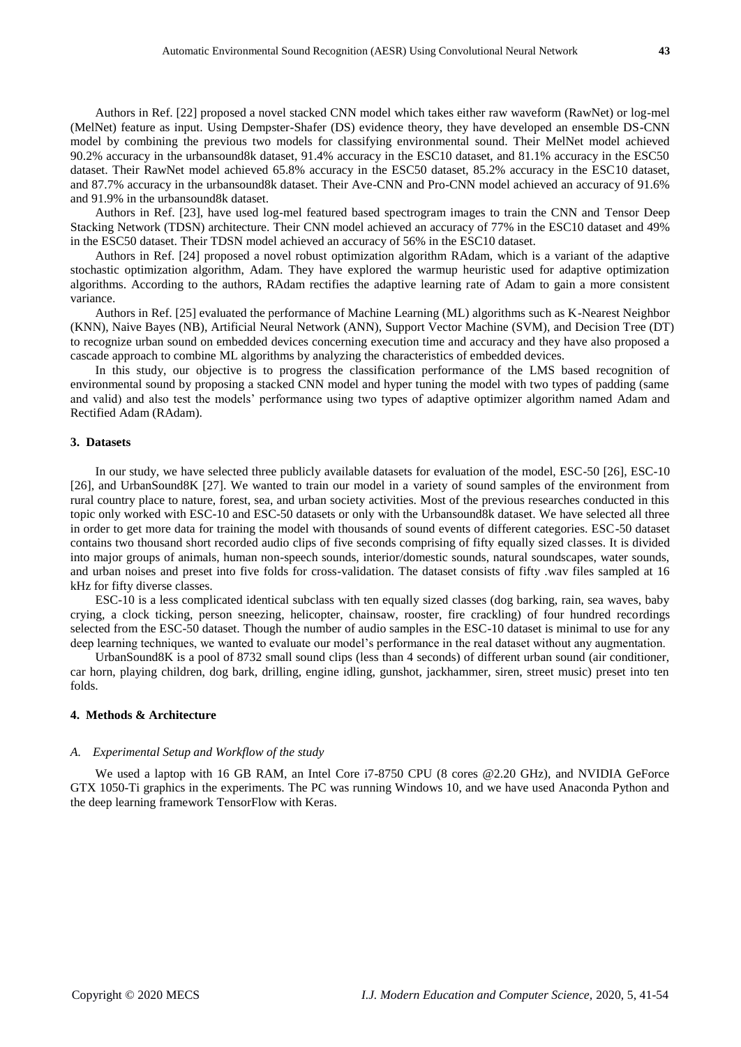Authors in Ref. [22] proposed a novel stacked CNN model which takes either raw waveform (RawNet) or log-mel (MelNet) feature as input. Using Dempster-Shafer (DS) evidence theory, they have developed an ensemble DS-CNN model by combining the previous two models for classifying environmental sound. Their MelNet model achieved 90.2% accuracy in the urbansound8k dataset, 91.4% accuracy in the ESC10 dataset, and 81.1% accuracy in the ESC50 dataset. Their RawNet model achieved 65.8% accuracy in the ESC50 dataset, 85.2% accuracy in the ESC10 dataset, and 87.7% accuracy in the urbansound8k dataset. Their Ave-CNN and Pro-CNN model achieved an accuracy of 91.6% and 91.9% in the urbansound8k dataset.

Authors in Ref. [23], have used log-mel featured based spectrogram images to train the CNN and Tensor Deep Stacking Network (TDSN) architecture. Their CNN model achieved an accuracy of 77% in the ESC10 dataset and 49% in the ESC50 dataset. Their TDSN model achieved an accuracy of 56% in the ESC10 dataset.

Authors in Ref. [24] proposed a novel robust optimization algorithm RAdam, which is a variant of the adaptive stochastic optimization algorithm, Adam. They have explored the warmup heuristic used for adaptive optimization algorithms. According to the authors, RAdam rectifies the adaptive learning rate of Adam to gain a more consistent variance.

Authors in Ref. [25] evaluated the performance of Machine Learning (ML) algorithms such as K-Nearest Neighbor (KNN), Naive Bayes (NB), Artificial Neural Network (ANN), Support Vector Machine (SVM), and Decision Tree (DT) to recognize urban sound on embedded devices concerning execution time and accuracy and they have also proposed a cascade approach to combine ML algorithms by analyzing the characteristics of embedded devices.

In this study, our objective is to progress the classification performance of the LMS based recognition of environmental sound by proposing a stacked CNN model and hyper tuning the model with two types of padding (same and valid) and also test the models' performance using two types of adaptive optimizer algorithm named Adam and Rectified Adam (RAdam).

## 3. Datasets

In our study, we have selected three publicly available datasets for evaluation of the model, ESC-50 [26], ESC-10 [26], and UrbanSound8K [27]. We wanted to train our model in a variety of sound samples of the environment from rural country place to nature, forest, sea, and urban society activities. Most of the previous researches conducted in this topic only worked with ESC-10 and ESC-50 datasets or only with the Urbansound8k dataset. We have selected all three in order to get more data for training the model with thousands of sound events of different categories. ESC-50 dataset contains two thousand short recorded audio clips of five seconds comprising of fifty equally sized classes. It is divided into major groups of animals, human non-speech sounds, interior/domestic sounds, natural soundscapes, water sounds, and urban noises and preset into five folds for cross-validation. The dataset consists of fifty .wav files sampled at 16 kHz for fifty diverse classes.

ESC-10 is a less complicated identical subclass with ten equally sized classes (dog barking, rain, sea waves, baby crying, a clock ticking, person sneezing, helicopter, chainsaw, rooster, fire crackling) of four hundred recordings selected from the ESC-50 dataset. Though the number of audio samples in the ESC-10 dataset is minimal to use for any deep learning techniques, we wanted to evaluate our model's performance in the real dataset without any augmentation.

UrbanSound8K is a pool of 8732 small sound clips (less than 4 seconds) of different urban sound (air conditioner, car horn, playing children, dog bark, drilling, engine idling, gunshot, jackhammer, siren, street music) preset into ten folds.

## 4. Methods & Architecture

### *A. Experimental Setup and Workflow of the study*

We used a laptop with 16 GB RAM, an Intel Core i7-8750 CPU (8 cores @2.20 GHz), and NVIDIA GeForce GTX 1050-Ti graphics in the experiments. The PC was running Windows 10, and we have used Anaconda Python and the deep learning framework TensorFlow with Keras.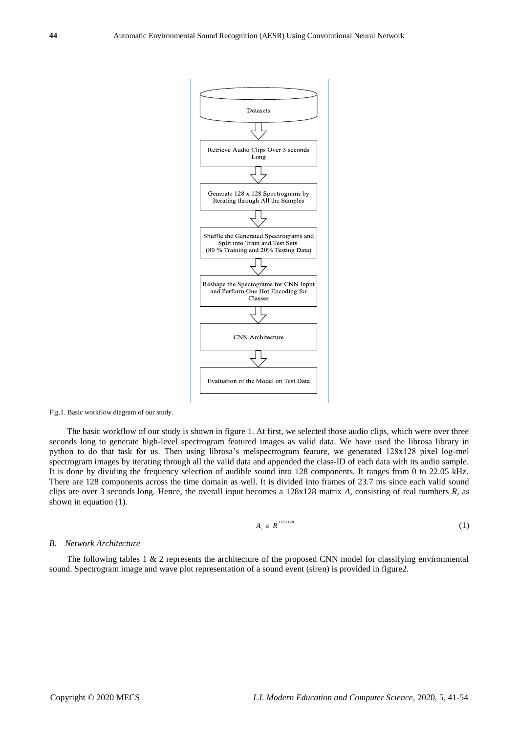Datasets

Retrieve Audio Clips Over 3 seconds Long

Generate 128 x 128 Spectrograms by Iterating through All the Samples

Shuffle the Generated Spectrograms and Split into Train and Test Sets (80 % Training and 20% Testing Data)

Reshape the Spectograms for CNN Input and Perform One Hot Encoding for Classes

CNN Architecture

Evaluation of the Model on Test Data

Fig.1. Basic workflow diagram of our study.

The basic workflow of our study is shown in figure 1. At first, we selected those audio clips, which were over three seconds long to generate high-level spectrogram featured images as valid data. We have used the librosa library in python to do that task for us. Then using librosa's melspectrogram feature, we generated 128x128 pixel log-mel spectrogram images by iterating through all the valid data and appended the class-ID of each data with its audio sample. It is done by dividing the frequency selection of audible sound into 128 components. It ranges from 0 to 22.05 kHz. There are 128 components across the time domain as well. It is divided into frames of 23.7 ms since each valid sound clips are over 3 seconds long. Hence, the overall input becomes a 128x128 matrix *A*, consisting of real numbers *R*, as shown in equation (1).

$$A_i \in R^{128 \times 128} \tag{1}$$

### *B. Network Architecture*

The following tables 1 & 2 represents the architecture of the proposed CNN model for classifying environmental sound. Spectrogram image and wave plot representation of a sound event (siren) is provided in figure2.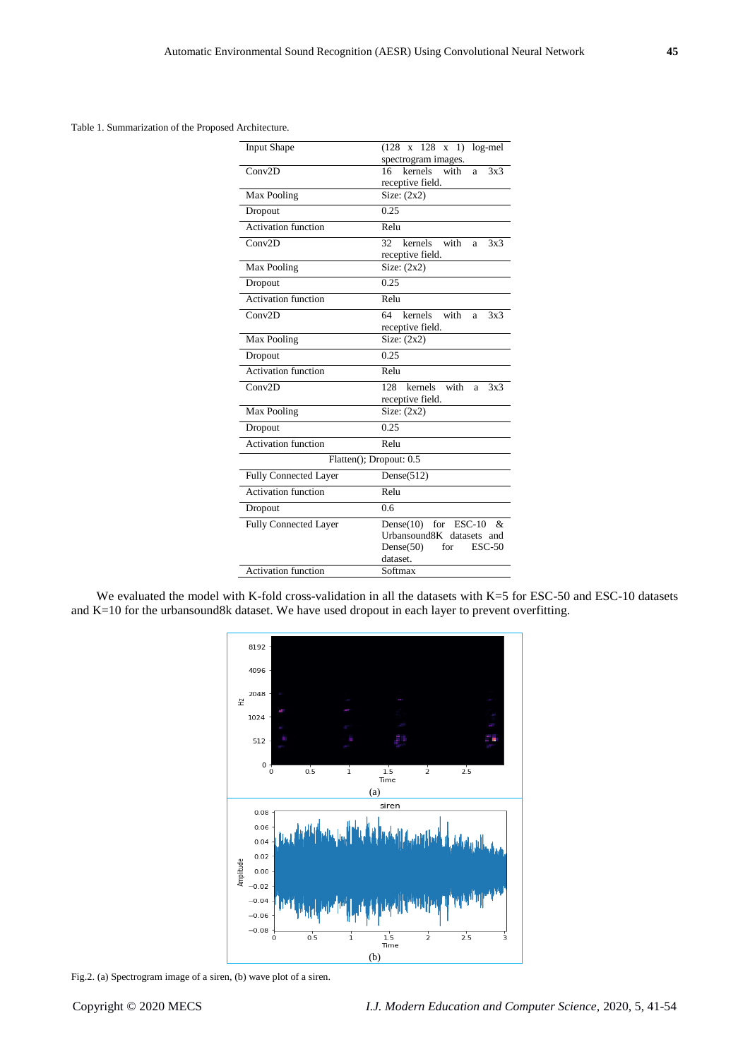Table 1. Summarization of the Proposed Architecture.

| | |
|---|---|
| Input Shape | (128 x 128 x 1) log-mel spectrogram images. |
| Conv2D | 16 kernels with a 3x3 receptive field. |
| Max Pooling | Size: (2x2) |
| Dropout | 0.25 |
| Activation function | Relu |
| Conv2D | 32 kernels with a 3x3 receptive field. |
| Max Pooling | Size: (2x2) |
| Dropout | 0.25 |
| Activation function | Relu |
| Conv2D | 64 kernels with a 3x3 receptive field. |
| Max Pooling | Size: (2x2) |
| Dropout | 0.25 |
| Activation function | Relu |
| Conv2D | 128 kernels with a 3x3 receptive field. |
| Max Pooling | Size: (2x2) |
| Dropout | 0.25 |
| Activation function | Relu |
| Flatten(); Dropout: 0.5 | |
| Fully Connected Layer | Dense(512) |
| Activation function | Relu |
| Dropout | 0.6 |
| Fully Connected Layer | Dense(10) for ESC-10 & Urbansound8K datasets and Dense(50) for ESC-50 dataset. |
| Activation function | Softmax |

We evaluated the model with K-fold cross-validation in all the datasets with K=5 for ESC-50 and ESC-10 datasets and K=10 for the urbansound8k dataset. We have used dropout in each layer to prevent overfitting.

Fig.2. (a) Spectrogram image of a siren, (b) wave plot of a siren.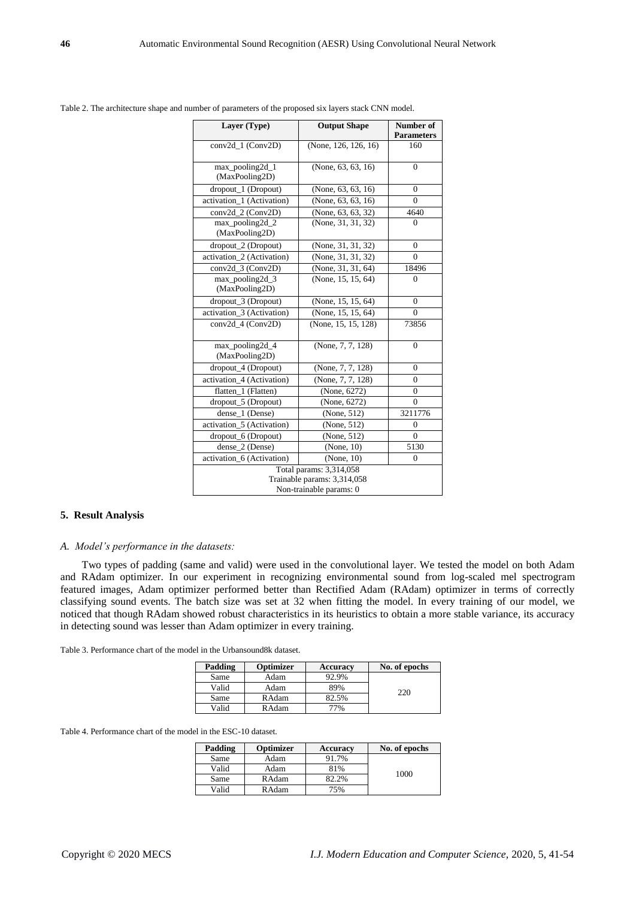Table 2. The architecture shape and number of parameters of the proposed six layers stack CNN model.

| Layer (Type) | Output Shape | Number of Parameters |
|---|---|---|
| conv2d_1 (Conv2D) | (None, 126, 126, 16) | 160 |
| max_pooling2d_1 (MaxPooling2D) | (None, 63, 63, 16) | 0 |
| dropout_1 (Dropout) | (None, 63, 63, 16) | 0 |
| activation_1 (Activation) | (None, 63, 63, 16) | 0 |
| conv2d_2 (Conv2D) | (None, 63, 63, 32) | 4640 |
| max_pooling2d_2 (MaxPooling2D) | (None, 31, 31, 32) | 0 |
| dropout_2 (Dropout) | (None, 31, 31, 32) | 0 |
| activation_2 (Activation) | (None, 31, 31, 32) | 0 |
| conv2d_3 (Conv2D) | (None, 31, 31, 64) | 18496 |
| max_pooling2d_3 (MaxPooling2D) | (None, 15, 15, 64) | 0 |
| dropout_3 (Dropout) | (None, 15, 15, 64) | 0 |
| activation_3 (Activation) | (None, 15, 15, 64) | 0 |
| conv2d_4 (Conv2D) | (None, 15, 15, 128) | 73856 |
| max_pooling2d_4 (MaxPooling2D) | (None, 7, 7, 128) | 0 |
| dropout_4 (Dropout) | (None, 7, 7, 128) | 0 |
| activation_4 (Activation) | (None, 7, 7, 128) | 0 |
| flatten_1 (Flatten) | (None, 6272) | 0 |
| dropout_5 (Dropout) | (None, 6272) | 0 |
| dense_1 (Dense) | (None, 512) | 3211776 |
| activation_5 (Activation) | (None, 512) | 0 |
| dropout_6 (Dropout) | (None, 512) | 0 |
| dense_2 (Dense) | (None, 10) | 5130 |
| activation_6 (Activation) | (None, 10) | 0 |
| Total params: 3,314,058<br>Trainable params: 3,314,058<br>Non-trainable params: 0 | | |

## 5. Result Analysis

### *A. Model's performance in the datasets:*

Two types of padding (same and valid) were used in the convolutional layer. We tested the model on both Adam and RAdam optimizer. In our experiment in recognizing environmental sound from log-scaled mel spectrogram featured images, Adam optimizer performed better than Rectified Adam (RAdam) optimizer in terms of correctly classifying sound events. The batch size was set at 32 when fitting the model. In every training of our model, we noticed that though RAdam showed robust characteristics in its heuristics to obtain a more stable variance, its accuracy in detecting sound was lesser than Adam optimizer in every training.

Table 3. Performance chart of the model in the Urbansound8k dataset.

| Padding | Optimizer | Accuracy | No. of epochs |
|---|---|---|---|
| Same | Adam | 92.9% | 220 |
| Valid | Adam | 89% | |
| Same | RAdam | 82.5% | |
| Valid | RAdam | 77% | |

Table 4. Performance chart of the model in the ESC-10 dataset.

| Padding | Optimizer | Accuracy | No. of epochs |
|---|---|---|---|
| Same | Adam | 91.7% | 1000 |
| Valid | Adam | 81% | |
| Same | RAdam | 82.2% | |
| Valid | RAdam | 75% | |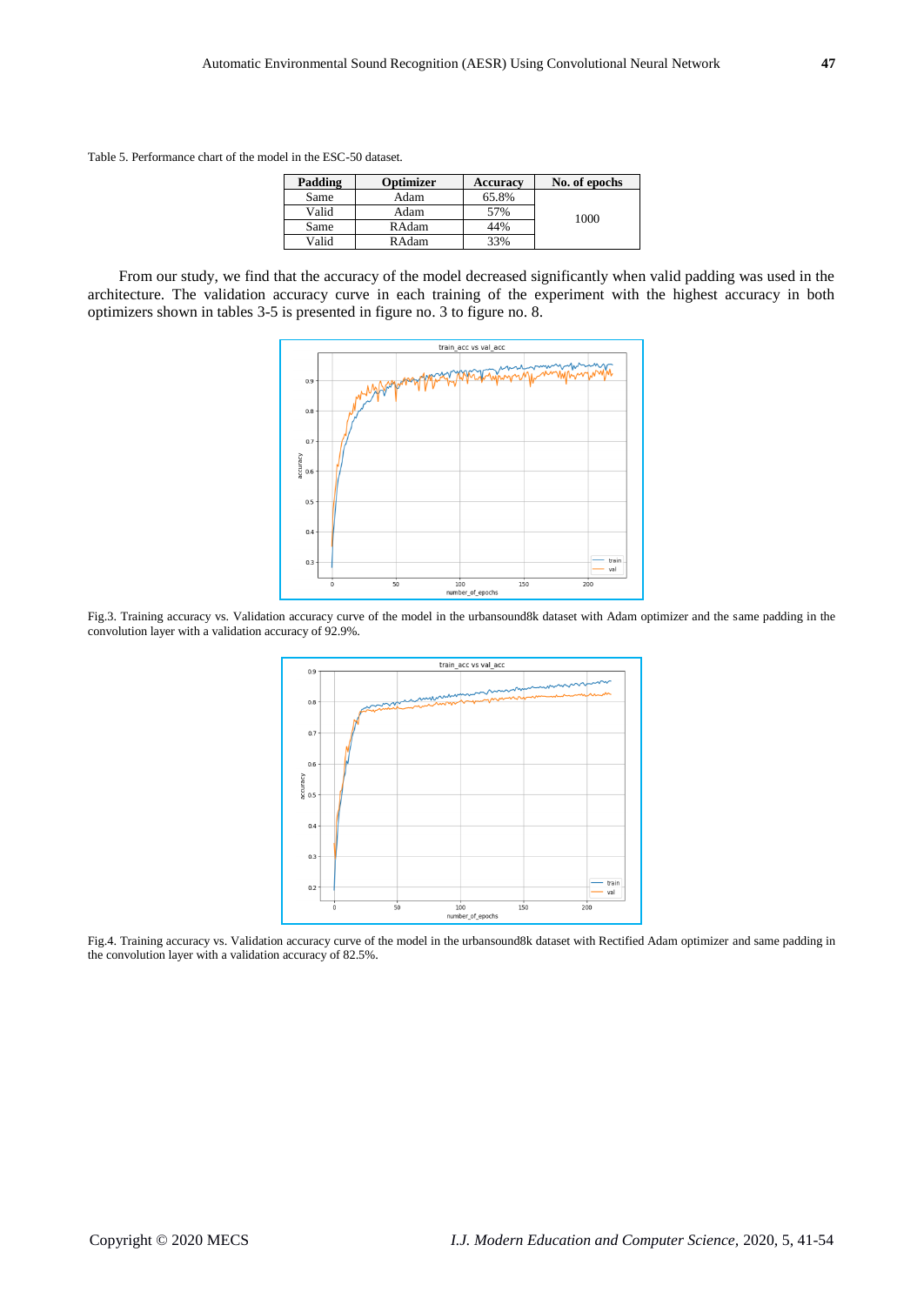Table 5. Performance chart of the model in the ESC-50 dataset.

| Padding | Optimizer | Accuracy | No. of epochs |
|---|---|---|---|
| Same | Adam | 65.8% | 1000 |
| Valid | Adam | 57% | |
| Same | RAdam | 44% | |
| Valid | RAdam | 33% | |

From our study, we find that the accuracy of the model decreased significantly when valid padding was used in the architecture. The validation accuracy curve in each training of the experiment with the highest accuracy in both optimizers shown in tables 3-5 is presented in figure no. 3 to figure no. 8.

Fig.3. Training accuracy vs. Validation accuracy curve of the model in the urbansound8k dataset with Adam optimizer and the same padding in the convolution layer with a validation accuracy of 92.9%.

Fig.4. Training accuracy vs. Validation accuracy curve of the model in the urbansound8k dataset with Rectified Adam optimizer and same padding in the convolution layer with a validation accuracy of 82.5%.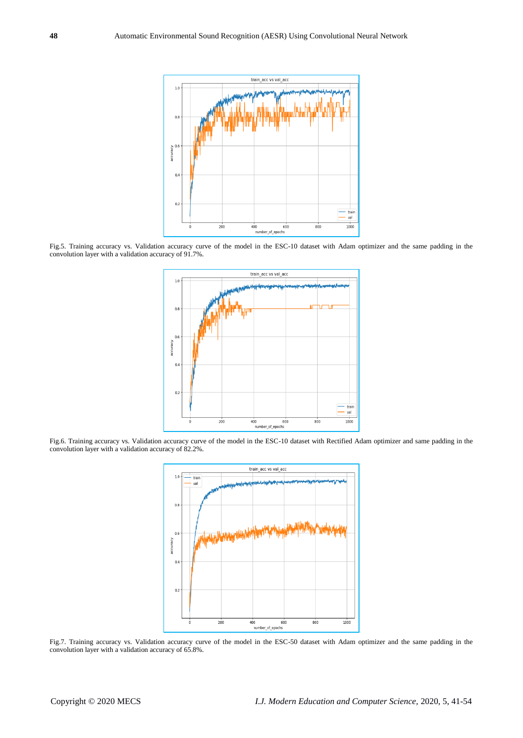Fig.5. Training accuracy vs. Validation accuracy curve of the model in the ESC-10 dataset with Adam optimizer and the same padding in the convolution layer with a validation accuracy of 91.7%.

Fig.6. Training accuracy vs. Validation accuracy curve of the model in the ESC-10 dataset with Rectified Adam optimizer and same padding in the convolution layer with a validation accuracy of 82.2%.

Fig.7. Training accuracy vs. Validation accuracy curve of the model in the ESC-50 dataset with Adam optimizer and the same padding in the convolution layer with a validation accuracy of 65.8%.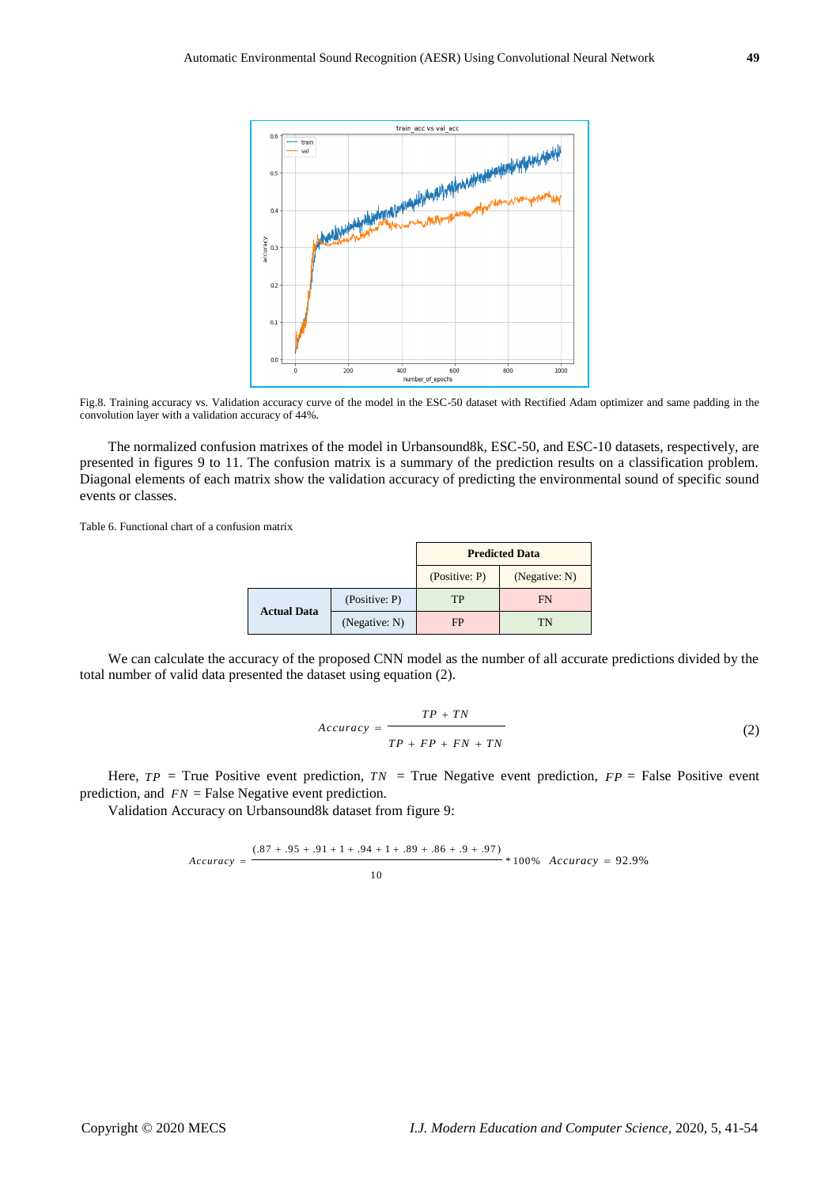Fig.8. Training accuracy vs. Validation accuracy curve of the model in the ESC-50 dataset with Rectified Adam optimizer and same padding in the convolution layer with a validation accuracy of 44%.

The normalized confusion matrixes of the model in Urbansound8k, ESC-50, and ESC-10 datasets, respectively, are presented in figures 9 to 11. The confusion matrix is a summary of the prediction results on a classification problem. Diagonal elements of each matrix show the validation accuracy of predicting the environmental sound of specific sound events or classes.

Table 6. Functional chart of a confusion matrix

| | | Predicted Data | |
|---|---|---|---|
| | | (Positive: P) | (Negative: N) |
| **Actual Data** | (Positive: P) | TP | FN |
| | (Negative: N) | FP | TN |

We can calculate the accuracy of the proposed CNN model as the number of all accurate predictions divided by the total number of valid data presented the dataset using equation (2).

$$Accuracy = \frac{TP + TN}{TP + FP + FN + TN} \tag{2}$$

Here, $TP$ = True Positive event prediction, $TN$ = True Negative event prediction, $FP$ = False Positive event prediction, and $FN$ = False Negative event prediction.

Validation Accuracy on Urbansound8k dataset from figure 9:

$$Accuracy = \frac{(.87 + .95 + .91 + 1 + .94 + 1 + .89 + .86 + .9 + .97)}{10} * 100\% \quad Accuracy = 92.9\%$$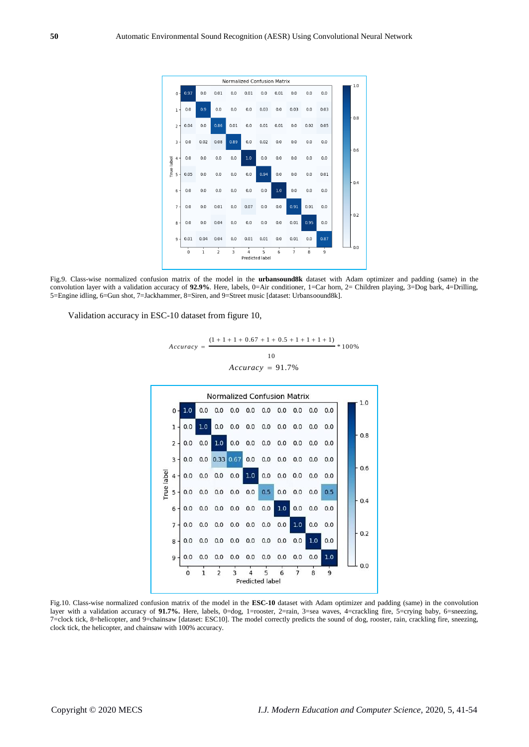**Normalized Confusion Matrix**

| True label \ Predicted label | 0 | 1 | 2 | 3 | 4 | 5 | 6 | 7 | 8 | 9 |
|---|---|---|---|---|---|---|---|---|---|---|
| 0 | 0.97 | 0.0 | 0.01 | 0.0 | 0.01 | 0.0 | 0.01 | 0.0 | 0.0 | 0.0 |
| 1 | 0.0 | 0.9 | 0.0 | 0.0 | 0.0 | 0.03 | 0.0 | 0.03 | 0.0 | 0.03 |
| 2 | 0.04 | 0.0 | 0.86 | 0.01 | 0.0 | 0.01 | 0.01 | 0.0 | 0.02 | 0.05 |
| 3 | 0.0 | 0.02 | 0.08 | 0.89 | 0.0 | 0.02 | 0.0 | 0.0 | 0.0 | 0.0 |
| 4 | 0.0 | 0.0 | 0.0 | 0.0 | 1.0 | 0.0 | 0.0 | 0.0 | 0.0 | 0.0 |
| 5 | 0.05 | 0.0 | 0.0 | 0.0 | 0.0 | 0.94 | 0.0 | 0.0 | 0.0 | 0.01 |
| 6 | 0.0 | 0.0 | 0.0 | 0.0 | 0.0 | 0.0 | 1.0 | 0.0 | 0.0 | 0.0 |
| 7 | 0.0 | 0.0 | 0.01 | 0.0 | 0.07 | 0.0 | 0.0 | 0.91 | 0.01 | 0.0 |
| 8 | 0.0 | 0.0 | 0.04 | 0.0 | 0.0 | 0.0 | 0.0 | 0.01 | 0.95 | 0.0 |
| 9 | 0.01 | 0.04 | 0.04 | 0.0 | 0.01 | 0.01 | 0.0 | 0.01 | 0.0 | 0.87 |

Fig.9. Class-wise normalized confusion matrix of the model in the **urbansound8k** dataset with Adam optimizer and padding (same) in the convolution layer with a validation accuracy of **92.9%**. Here, labels, 0=Air conditioner, 1=Car horn, 2= Children playing, 3=Dog bark, 4=Drilling, 5=Engine idling, 6=Gun shot, 7=Jackhammer, 8=Siren, and 9=Street music [dataset: Urbansoound8k].

Validation accuracy in ESC-10 dataset from figure 10,

$$Accuracy = \frac{(1+1+1+0.67+1+0.5+1+1+1+1)}{10} * 100\%$$

$$Accuracy = 91.7\%$$

**Normalized Confusion Matrix**

| True label \ Predicted label | 0 | 1 | 2 | 3 | 4 | 5 | 6 | 7 | 8 | 9 |
|---|---|---|---|---|---|---|---|---|---|---|
| 0 | 1.0 | 0.0 | 0.0 | 0.0 | 0.0 | 0.0 | 0.0 | 0.0 | 0.0 | 0.0 |
| 1 | 0.0 | 1.0 | 0.0 | 0.0 | 0.0 | 0.0 | 0.0 | 0.0 | 0.0 | 0.0 |
| 2 | 0.0 | 0.0 | 1.0 | 0.0 | 0.0 | 0.0 | 0.0 | 0.0 | 0.0 | 0.0 |
| 3 | 0.0 | 0.0 | 0.33 | 0.67 | 0.0 | 0.0 | 0.0 | 0.0 | 0.0 | 0.0 |
| 4 | 0.0 | 0.0 | 0.0 | 0.0 | 1.0 | 0.0 | 0.0 | 0.0 | 0.0 | 0.0 |
| 5 | 0.0 | 0.0 | 0.0 | 0.0 | 0.0 | 0.5 | 0.0 | 0.0 | 0.0 | 0.5 |
| 6 | 0.0 | 0.0 | 0.0 | 0.0 | 0.0 | 0.0 | 1.0 | 0.0 | 0.0 | 0.0 |
| 7 | 0.0 | 0.0 | 0.0 | 0.0 | 0.0 | 0.0 | 0.0 | 1.0 | 0.0 | 0.0 |
| 8 | 0.0 | 0.0 | 0.0 | 0.0 | 0.0 | 0.0 | 0.0 | 0.0 | 1.0 | 0.0 |
| 9 | 0.0 | 0.0 | 0.0 | 0.0 | 0.0 | 0.0 | 0.0 | 0.0 | 0.0 | 1.0 |

Fig.10. Class-wise normalized confusion matrix of the model in the **ESC-10** dataset with Adam optimizer and padding (same) in the convolution layer with a validation accuracy of **91.7%.** Here, labels, 0=dog, 1=rooster, 2=rain, 3=sea waves, 4=crackling fire, 5=crying baby, 6=sneezing, 7=clock tick, 8=helicopter, and 9=chainsaw [dataset: ESC10]. The model correctly predicts the sound of dog, rooster, rain, crackling fire, sneezing, clock tick, the helicopter, and chainsaw with 100% accuracy.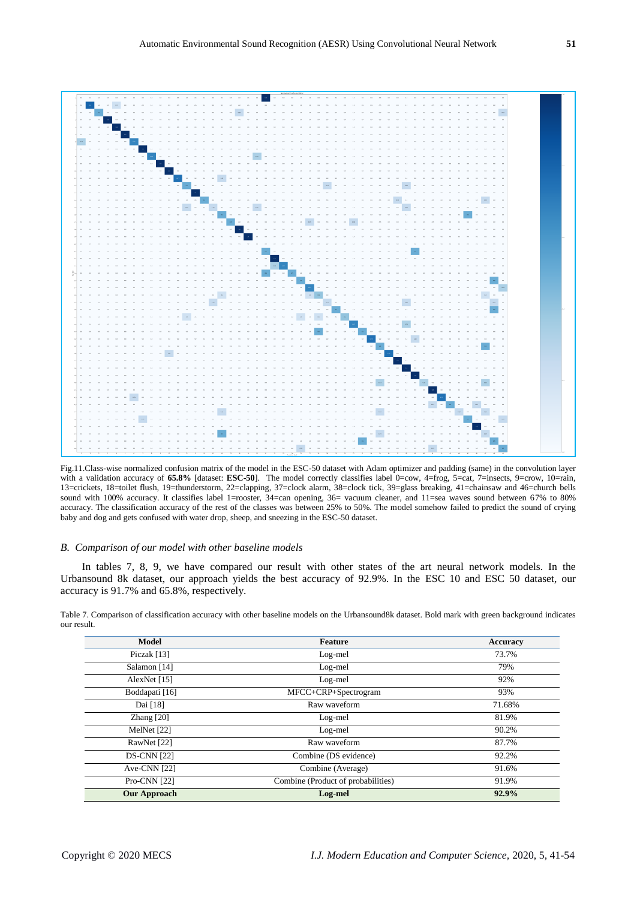Fig.11.Class-wise normalized confusion matrix of the model in the ESC-50 dataset with Adam optimizer and padding (same) in the convolution layer with a validation accuracy of **65.8%** [dataset: **ESC-50**]. The model correctly classifies label 0=cow, 4=frog, 5=cat, 7=insects, 9=crow, 10=rain, 13=crickets, 18=toilet flush, 19=thunderstorm, 22=clapping, 37=clock alarm, 38=clock tick, 39=glass breaking, 41=chainsaw and 46=church bells sound with 100% accuracy. It classifies label 1=rooster, 34=can opening, 36= vacuum cleaner, and 11=sea waves sound between 67% to 80% accuracy. The classification accuracy of the rest of the classes was between 25% to 50%. The model somehow failed to predict the sound of crying baby and dog and gets confused with water drop, sheep, and sneezing in the ESC-50 dataset.

### *B. Comparison of our model with other baseline models*

In tables 7, 8, 9, we have compared our result with other states of the art neural network models. In the Urbansound 8k dataset, our approach yields the best accuracy of 92.9%. In the ESC 10 and ESC 50 dataset, our accuracy is 91.7% and 65.8%, respectively.

Table 7. Comparison of classification accuracy with other baseline models on the Urbansound8k dataset. Bold mark with green background indicates our result.

| Model | Feature | Accuracy |
|---|---|---|
| Piczak [13] | Log-mel | 73.7% |
| Salamon [14] | Log-mel | 79% |
| AlexNet [15] | Log-mel | 92% |
| Boddapati [16] | MFCC+CRP+Spectrogram | 93% |
| Dai [18] | Raw waveform | 71.68% |
| Zhang [20] | Log-mel | 81.9% |
| MelNet [22] | Log-mel | 90.2% |
| RawNet [22] | Raw waveform | 87.7% |
| DS-CNN [22] | Combine (DS evidence) | 92.2% |
| Ave-CNN [22] | Combine (Average) | 91.6% |
| Pro-CNN [22] | Combine (Product of probabilities) | 91.9% |
| **Our Approach** | **Log-mel** | **92.9%** |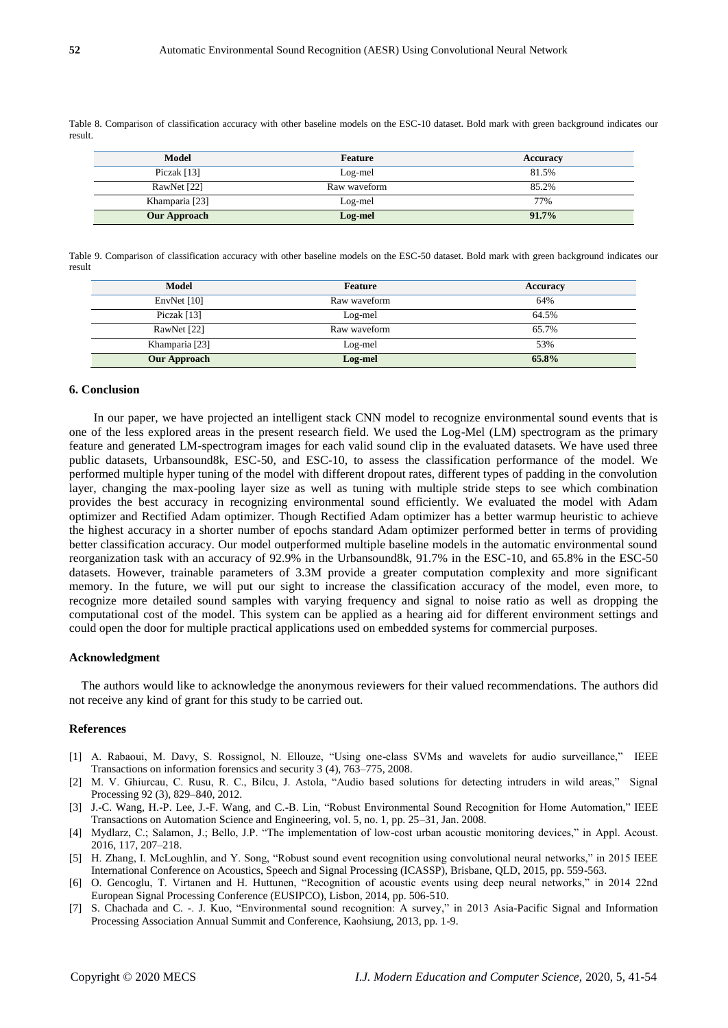Table 8. Comparison of classification accuracy with other baseline models on the ESC-10 dataset. Bold mark with green background indicates our result.

| Model | Feature | Accuracy |
|---|---|---|
| Piczak [13] | Log-mel | 81.5% |
| RawNet [22] | Raw waveform | 85.2% |
| Khamparia [23] | Log-mel | 77% |
| **Our Approach** | **Log-mel** | **91.7%** |

Table 9. Comparison of classification accuracy with other baseline models on the ESC-50 dataset. Bold mark with green background indicates our result

| Model | Feature | Accuracy |
|---|---|---|
| EnvNet [10] | Raw waveform | 64% |
| Piczak [13] | Log-mel | 64.5% |
| RawNet [22] | Raw waveform | 65.7% |
| Khamparia [23] | Log-mel | 53% |
| **Our Approach** | **Log-mel** | **65.8%** |

## 6. Conclusion

In our paper, we have projected an intelligent stack CNN model to recognize environmental sound events that is one of the less explored areas in the present research field. We used the Log-Mel (LM) spectrogram as the primary feature and generated LM-spectrogram images for each valid sound clip in the evaluated datasets. We have used three public datasets, Urbansound8k, ESC-50, and ESC-10, to assess the classification performance of the model. We performed multiple hyper tuning of the model with different dropout rates, different types of padding in the convolution layer, changing the max-pooling layer size as well as tuning with multiple stride steps to see which combination provides the best accuracy in recognizing environmental sound efficiently. We evaluated the model with Adam optimizer and Rectified Adam optimizer. Though Rectified Adam optimizer has a better warmup heuristic to achieve the highest accuracy in a shorter number of epochs standard Adam optimizer performed better in terms of providing better classification accuracy. Our model outperformed multiple baseline models in the automatic environmental sound reorganization task with an accuracy of 92.9% in the Urbansound8k, 91.7% in the ESC-10, and 65.8% in the ESC-50 datasets. However, trainable parameters of 3.3M provide a greater computation complexity and more significant memory. In the future, we will put our sight to increase the classification accuracy of the model, even more, to recognize more detailed sound samples with varying frequency and signal to noise ratio as well as dropping the computational cost of the model. This system can be applied as a hearing aid for different environment settings and could open the door for multiple practical applications used on embedded systems for commercial purposes.

## Acknowledgment

The authors would like to acknowledge the anonymous reviewers for their valued recommendations. The authors did not receive any kind of grant for this study to be carried out.

## References

[1] A. Rabaoui, M. Davy, S. Rossignol, N. Ellouze, "Using one-class SVMs and wavelets for audio surveillance," IEEE Transactions on information forensics and security 3 (4), 763–775, 2008.

[2] M. V. Ghiurcau, C. Rusu, R. C., Bilcu, J. Astola, "Audio based solutions for detecting intruders in wild areas," Signal Processing 92 (3), 829–840, 2012.

[3] J.-C. Wang, H.-P. Lee, J.-F. Wang, and C.-B. Lin, "Robust Environmental Sound Recognition for Home Automation," IEEE Transactions on Automation Science and Engineering, vol. 5, no. 1, pp. 25–31, Jan. 2008.

[4] Mydlarz, C.; Salamon, J.; Bello, J.P. "The implementation of low-cost urban acoustic monitoring devices," in Appl. Acoust. 2016, 117, 207–218.

[5] H. Zhang, I. McLoughlin, and Y. Song, "Robust sound event recognition using convolutional neural networks," in 2015 IEEE International Conference on Acoustics, Speech and Signal Processing (ICASSP), Brisbane, QLD, 2015, pp. 559-563.

[6] O. Gencoglu, T. Virtanen and H. Huttunen, "Recognition of acoustic events using deep neural networks," in 2014 22nd European Signal Processing Conference (EUSIPCO), Lisbon, 2014, pp. 506-510.

[7] S. Chachada and C. -. J. Kuo, "Environmental sound recognition: A survey," in 2013 Asia-Pacific Signal and Information Processing Association Annual Summit and Conference, Kaohsiung, 2013, pp. 1-9.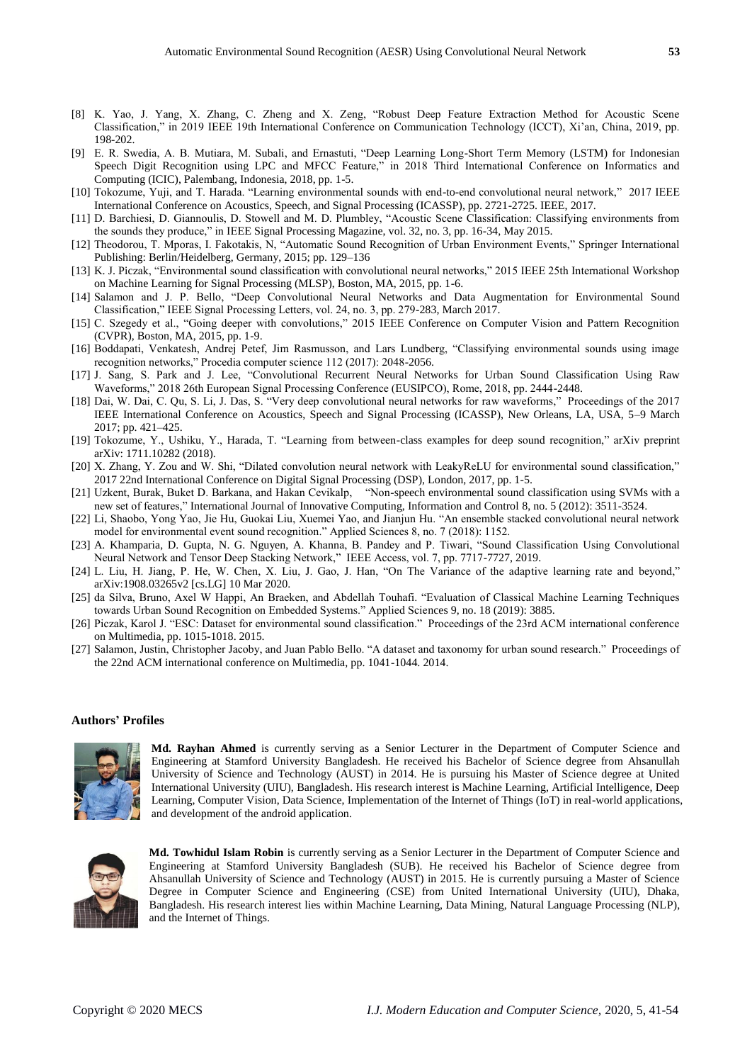[8] K. Yao, J. Yang, X. Zhang, C. Zheng and X. Zeng, "Robust Deep Feature Extraction Method for Acoustic Scene Classification," in 2019 IEEE 19th International Conference on Communication Technology (ICCT), Xi'an, China, 2019, pp. 198-202.

[9] E. R. Swedia, A. B. Mutiara, M. Subali, and Ernastuti, "Deep Learning Long-Short Term Memory (LSTM) for Indonesian Speech Digit Recognition using LPC and MFCC Feature," in 2018 Third International Conference on Informatics and Computing (ICIC), Palembang, Indonesia, 2018, pp. 1-5.

[10] Tokozume, Yuji, and T. Harada. "Learning environmental sounds with end-to-end convolutional neural network," 2017 IEEE International Conference on Acoustics, Speech, and Signal Processing (ICASSP), pp. 2721-2725. IEEE, 2017.

[11] D. Barchiesi, D. Giannoulis, D. Stowell and M. D. Plumbley, "Acoustic Scene Classification: Classifying environments from the sounds they produce," in IEEE Signal Processing Magazine, vol. 32, no. 3, pp. 16-34, May 2015.

[12] Theodorou, T. Mporas, I. Fakotakis, N, "Automatic Sound Recognition of Urban Environment Events," Springer International Publishing: Berlin/Heidelberg, Germany, 2015; pp. 129–136

[13] K. J. Piczak, "Environmental sound classification with convolutional neural networks," 2015 IEEE 25th International Workshop on Machine Learning for Signal Processing (MLSP), Boston, MA, 2015, pp. 1-6.

[14] Salamon and J. P. Bello, "Deep Convolutional Neural Networks and Data Augmentation for Environmental Sound Classification," IEEE Signal Processing Letters, vol. 24, no. 3, pp. 279-283, March 2017.

[15] C. Szegedy et al., "Going deeper with convolutions," 2015 IEEE Conference on Computer Vision and Pattern Recognition (CVPR), Boston, MA, 2015, pp. 1-9.

[16] Boddapati, Venkatesh, Andrej Petef, Jim Rasmusson, and Lars Lundberg, "Classifying environmental sounds using image recognition networks," Procedia computer science 112 (2017): 2048-2056.

[17] J. Sang, S. Park and J. Lee, "Convolutional Recurrent Neural Networks for Urban Sound Classification Using Raw Waveforms," 2018 26th European Signal Processing Conference (EUSIPCO), Rome, 2018, pp. 2444-2448.

[18] Dai, W. Dai, C. Qu, S. Li, J. Das, S. "Very deep convolutional neural networks for raw waveforms," Proceedings of the 2017 IEEE International Conference on Acoustics, Speech and Signal Processing (ICASSP), New Orleans, LA, USA, 5–9 March 2017; pp. 421–425.

[19] Tokozume, Y., Ushiku, Y., Harada, T. "Learning from between-class examples for deep sound recognition," arXiv preprint arXiv: 1711.10282 (2018).

[20] X. Zhang, Y. Zou and W. Shi, "Dilated convolution neural network with LeakyReLU for environmental sound classification," 2017 22nd International Conference on Digital Signal Processing (DSP), London, 2017, pp. 1-5.

[21] Uzkent, Burak, Buket D. Barkana, and Hakan Cevikalp, "Non-speech environmental sound classification using SVMs with a new set of features," International Journal of Innovative Computing, Information and Control 8, no. 5 (2012): 3511-3524.

[22] Li, Shaobo, Yong Yao, Jie Hu, Guokai Liu, Xuemei Yao, and Jianjun Hu. "An ensemble stacked convolutional neural network model for environmental event sound recognition." Applied Sciences 8, no. 7 (2018): 1152.

[23] A. Khamparia, D. Gupta, N. G. Nguyen, A. Khanna, B. Pandey and P. Tiwari, "Sound Classification Using Convolutional Neural Network and Tensor Deep Stacking Network," IEEE Access, vol. 7, pp. 7717-7727, 2019.

[24] L. Liu, H. Jiang, P. He, W. Chen, X. Liu, J. Gao, J. Han, "On The Variance of the adaptive learning rate and beyond," arXiv:1908.03265v2 [cs.LG] 10 Mar 2020.

[25] da Silva, Bruno, Axel W Happi, An Braeken, and Abdellah Touhafi. "Evaluation of Classical Machine Learning Techniques towards Urban Sound Recognition on Embedded Systems." Applied Sciences 9, no. 18 (2019): 3885.

[26] Piczak, Karol J. "ESC: Dataset for environmental sound classification." Proceedings of the 23rd ACM international conference on Multimedia, pp. 1015-1018. 2015.

[27] Salamon, Justin, Christopher Jacoby, and Juan Pablo Bello. "A dataset and taxonomy for urban sound research." Proceedings of the 22nd ACM international conference on Multimedia, pp. 1041-1044. 2014.

## Authors' Profiles

**Md. Rayhan Ahmed** is currently serving as a Senior Lecturer in the Department of Computer Science and Engineering at Stamford University Bangladesh. He received his Bachelor of Science degree from Ahsanullah University of Science and Technology (AUST) in 2014. He is pursuing his Master of Science degree at United International University (UIU), Bangladesh. His research interest is Machine Learning, Artificial Intelligence, Deep Learning, Computer Vision, Data Science, Implementation of the Internet of Things (IoT) in real-world applications, and development of the android application.

**Md. Towhidul Islam Robin** is currently serving as a Senior Lecturer in the Department of Computer Science and Engineering at Stamford University Bangladesh (SUB). He received his Bachelor of Science degree from Ahsanullah University of Science and Technology (AUST) in 2015. He is currently pursuing a Master of Science Degree in Computer Science and Engineering (CSE) from United International University (UIU), Dhaka, Bangladesh. His research interest lies within Machine Learning, Data Mining, Natural Language Processing (NLP), and the Internet of Things.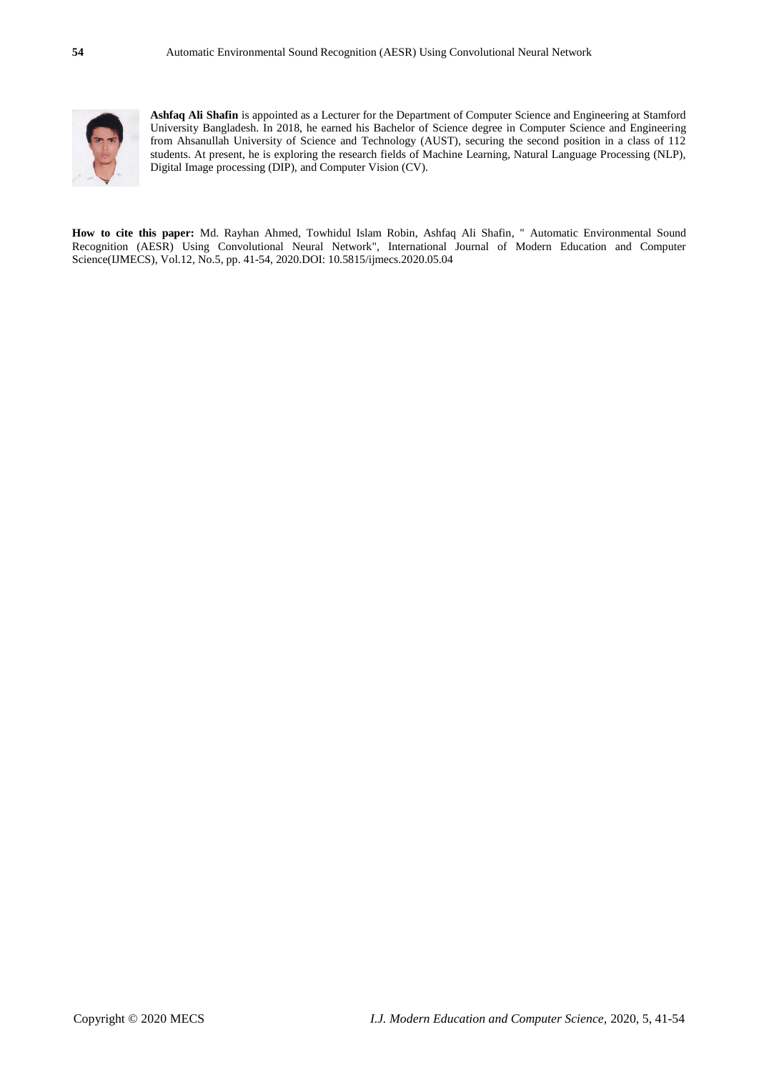**Ashfaq Ali Shafin** is appointed as a Lecturer for the Department of Computer Science and Engineering at Stamford University Bangladesh. In 2018, he earned his Bachelor of Science degree in Computer Science and Engineering from Ahsanullah University of Science and Technology (AUST), securing the second position in a class of 112 students. At present, he is exploring the research fields of Machine Learning, Natural Language Processing (NLP), Digital Image processing (DIP), and Computer Vision (CV).

**How to cite this paper:** Md. Rayhan Ahmed, Towhidul Islam Robin, Ashfaq Ali Shafin, " Automatic Environmental Sound Recognition (AESR) Using Convolutional Neural Network", International Journal of Modern Education and Computer Science(IJMECS), Vol.12, No.5, pp. 41-54, 2020.DOI: 10.5815/ijmecs.2020.05.04